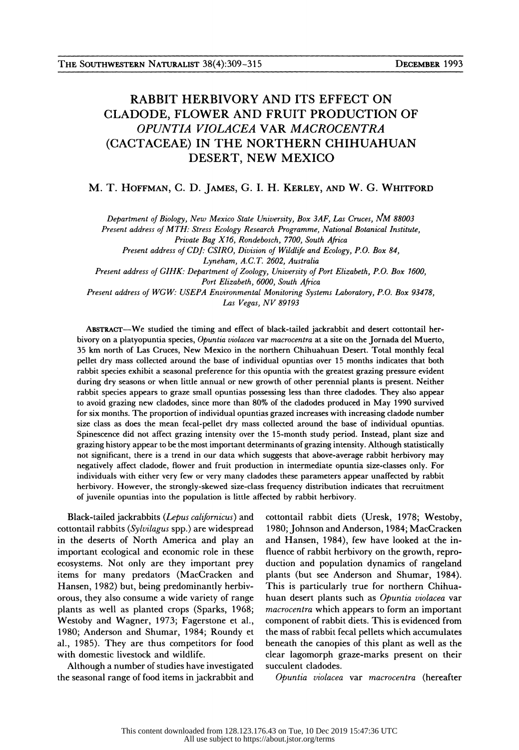# RABBIT HERBIVORY AND ITS EFFECT ON CLADODE, FLOWER AND FRUIT PRODUCTION OF *OPUNTIA VIOLACEA* VAR *MACROCENTRA* (CACTACEAE) IN THE NORTHERN CHIHUAHUAN DESERT, NEW MEXICO

M. T. HOFFMAN, C. D. JAMES, G. I. H. KERLEY, AND W. G. WHITFORD

*Department of Biology, New Mexico State University, Box 3AF, Las Cruces, NM 88003*
*Present address of MTH: Stress Ecology Research Programme, National Botanical Institute, Private Bag X16, Rondebosch, 7700, South Africa*
*Present address of CDJ: CSIRO, Division of Wildlife and Ecology, P.O. Box 84, Lyneham, A.C.T. 2602, Australia*
*Present address of GIHK: Department of Zoology, University of Port Elizabeth, P.O. Box 1600, Port Elizabeth, 6000, South Africa*
*Present address of WGW: USEPA Environmental Monitoring Systems Laboratory, P.O. Box 93478, Las Vegas, NV 89193*

ABSTRACT—We studied the timing and effect of black-tailed jackrabbit and desert cottontail herbivory on a platyopuntia species, *Opuntia violacea* var *macrocentra* at a site on the Jornada del Muerto, 35 km north of Las Cruces, New Mexico in the northern Chihuahuan Desert. Total monthly fecal pellet dry mass collected around the base of individual opuntias over 15 months indicates that both rabbit species exhibit a seasonal preference for this opuntia with the greatest grazing pressure evident during dry seasons or when little annual or new growth of other perennial plants is present. Neither rabbit species appears to graze small opuntias possessing less than three cladodes. They also appear to avoid grazing new cladodes, since more than 80% of the cladodes produced in May 1990 survived for six months. The proportion of individual opuntias grazed increases with increasing cladode number size class as does the mean fecal-pellet dry mass collected around the base of individual opuntias. Spinescence did not affect grazing intensity over the 15-month study period. Instead, plant size and grazing history appear to be the most important determinants of grazing intensity. Although statistically not significant, there is a trend in our data which suggests that above-average rabbit herbivory may negatively affect cladode, flower and fruit production in intermediate opuntia size-classes only. For individuals with either very few or very many cladodes these parameters appear unaffected by rabbit herbivory. However, the strongly-skewed size-class frequency distribution indicates that recruitment of juvenile opuntias into the population is little affected by rabbit herbivory.

Black-tailed jackrabbits (*Lepus californicus*) and cottontail rabbits (*Sylvilagus* spp.) are widespread in the deserts of North America and play an important ecological and economic role in these ecosystems. Not only are they important prey items for many predators (MacCracken and Hansen, 1982) but, being predominantly herbivorous, they also consume a wide variety of range plants as well as planted crops (Sparks, 1968; Westoby and Wagner, 1973; Fagerstone et al., 1980; Anderson and Shumar, 1984; Roundy et al., 1985). They are thus competitors for food with domestic livestock and wildlife.

Although a number of studies have investigated the seasonal range of food items in jackrabbit and cottontail rabbit diets (Uresk, 1978; Westoby, 1980; Johnson and Anderson, 1984; MacCracken and Hansen, 1984), few have looked at the influence of rabbit herbivory on the growth, reproduction and population dynamics of rangeland plants (but see Anderson and Shumar, 1984). This is particularly true for northern Chihuahuan desert plants such as *Opuntia violacea* var *macrocentra* which appears to form an important component of rabbit diets. This is evidenced from the mass of rabbit fecal pellets which accumulates beneath the canopies of this plant as well as the clear lagomorph graze-marks present on their succulent cladodes.

*Opuntia violacea* var *macrocentra* (hereafter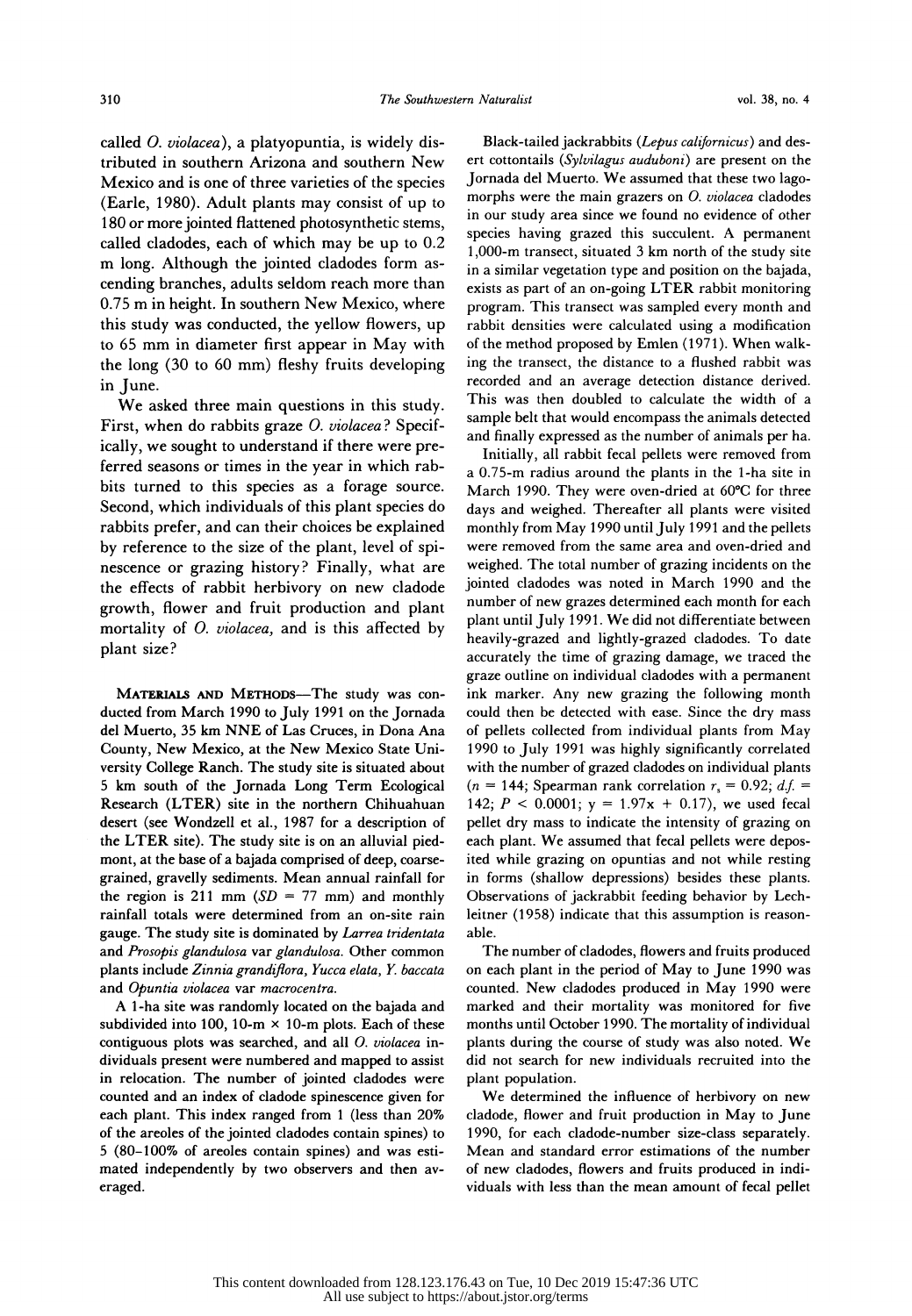called *O. violacea*), a platyopuntia, is widely distributed in southern Arizona and southern New Mexico and is one of three varieties of the species (Earle, 1980). Adult plants may consist of up to 180 or more jointed flattened photosynthetic stems, called cladodes, each of which may be up to 0.2 m long. Although the jointed cladodes form ascending branches, adults seldom reach more than 0.75 m in height. In southern New Mexico, where this study was conducted, the yellow flowers, up to 65 mm in diameter first appear in May with the long (30 to 60 mm) fleshy fruits developing in June.

We asked three main questions in this study. First, when do rabbits graze *O. violacea*? Specifically, we sought to understand if there were preferred seasons or times in the year in which rabbits turned to this species as a forage source. Second, which individuals of this plant species do rabbits prefer, and can their choices be explained by reference to the size of the plant, level of spinescence or grazing history? Finally, what are the effects of rabbit herbivory on new cladode growth, flower and fruit production and plant mortality of *O. violacea*, and is this affected by plant size?

**MATERIALS AND METHODS**—The study was conducted from March 1990 to July 1991 on the Jornada del Muerto, 35 km NNE of Las Cruces, in Dona Ana County, New Mexico, at the New Mexico State University College Ranch. The study site is situated about 5 km south of the Jornada Long Term Ecological Research (LTER) site in the northern Chihuahuan desert (see Wondzell et al., 1987 for a description of the LTER site). The study site is on an alluvial piedmont, at the base of a bajada comprised of deep, coarse-grained, gravelly sediments. Mean annual rainfall for the region is 211 mm ($SD$ = 77 mm) and monthly rainfall totals were determined from an on-site rain gauge. The study site is dominated by *Larrea tridentata* and *Prosopis glandulosa* var *glandulosa*. Other common plants include *Zinnia grandiflora*, *Yucca elata*, *Y. baccata* and *Opuntia violacea* var *macrocentra*.

A 1-ha site was randomly located on the bajada and subdivided into 100, 10-m × 10-m plots. Each of these contiguous plots was searched, and all *O. violacea* individuals present were numbered and mapped to assist in relocation. The number of jointed cladodes were counted and an index of cladode spinescence given for each plant. This index ranged from 1 (less than 20% of the areoles of the jointed cladodes contain spines) to 5 (80–100% of areoles contain spines) and was estimated independently by two observers and then averaged.

Black-tailed jackrabbits (*Lepus californicus*) and desert cottontails (*Sylvilagus auduboni*) are present on the Jornada del Muerto. We assumed that these two lagomorphs were the main grazers on *O. violacea* cladodes in our study area since we found no evidence of other species having grazed this succulent. A permanent 1,000-m transect, situated 3 km north of the study site in a similar vegetation type and position on the bajada, exists as part of an on-going LTER rabbit monitoring program. This transect was sampled every month and rabbit densities were calculated using a modification of the method proposed by Emlen (1971). When walking the transect, the distance to a flushed rabbit was recorded and an average detection distance derived. This was then doubled to calculate the width of a sample belt that would encompass the animals detected and finally expressed as the number of animals per ha.

Initially, all rabbit fecal pellets were removed from a 0.75-m radius around the plants in the 1-ha site in March 1990. They were oven-dried at 60°C for three days and weighed. Thereafter all plants were visited monthly from May 1990 until July 1991 and the pellets were removed from the same area and oven-dried and weighed. The total number of grazing incidents on the jointed cladodes was noted in March 1990 and the number of new grazes determined each month for each plant until July 1991. We did not differentiate between heavily-grazed and lightly-grazed cladodes. To date accurately the time of grazing damage, we traced the graze outline on individual cladodes with a permanent ink marker. Any new grazing the following month could then be detected with ease. Since the dry mass of pellets collected from individual plants from May 1990 to July 1991 was highly significantly correlated with the number of grazed cladodes on individual plants ($n$ = 144; Spearman rank correlation $r_s$ = 0.92; $d.f.$ = 142; $P$ < 0.0001; $y = 1.97x + 0.17$), we used fecal pellet dry mass to indicate the intensity of grazing on each plant. We assumed that fecal pellets were deposited while grazing on opuntias and not while resting in forms (shallow depressions) besides these plants. Observations of jackrabbit feeding behavior by Lechleitner (1958) indicate that this assumption is reasonable.

The number of cladodes, flowers and fruits produced on each plant in the period of May to June 1990 was counted. New cladodes produced in May 1990 were marked and their mortality was monitored for five months until October 1990. The mortality of individual plants during the course of study was also noted. We did not search for new individuals recruited into the plant population.

We determined the influence of herbivory on new cladode, flower and fruit production in May to June 1990, for each cladode-number size-class separately. Mean and standard error estimations of the number of new cladodes, flowers and fruits produced in individuals with less than the mean amount of fecal pellet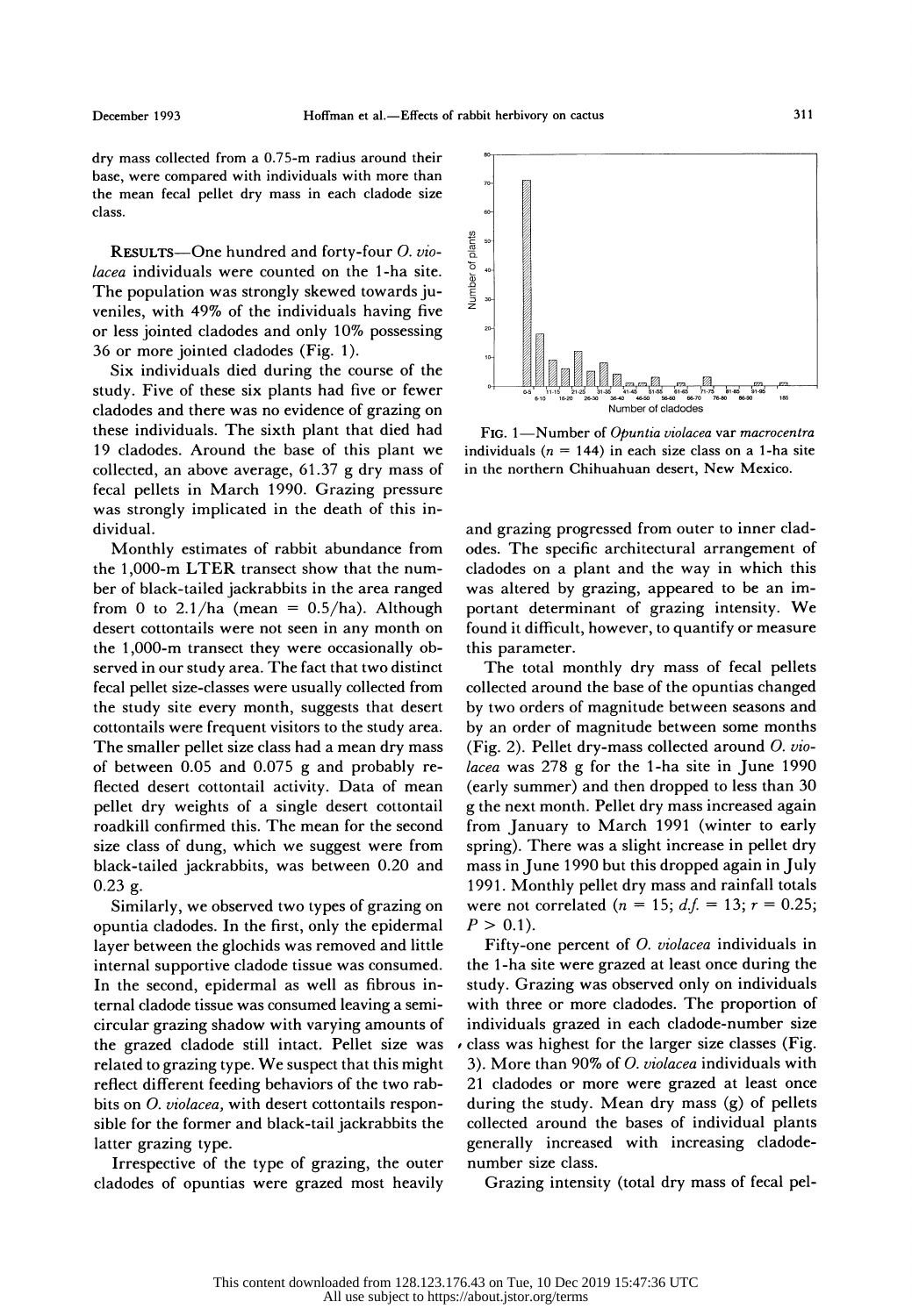dry mass collected from a 0.75-m radius around their base, were compared with individuals with more than the mean fecal pellet dry mass in each cladode size class.

RESULTS—One hundred and forty-four *O. violacea* individuals were counted on the 1-ha site. The population was strongly skewed towards juveniles, with 49% of the individuals having five or less jointed cladodes and only 10% possessing 36 or more jointed cladodes (Fig. 1).

Six individuals died during the course of the study. Five of these six plants had five or fewer cladodes and there was no evidence of grazing on these individuals. The sixth plant that died had 19 cladodes. Around the base of this plant we collected, an above average, 61.37 g dry mass of fecal pellets in March 1990. Grazing pressure was strongly implicated in the death of this individual.

Monthly estimates of rabbit abundance from the 1,000-m LTER transect show that the number of black-tailed jackrabbits in the area ranged from 0 to 2.1/ha (mean = 0.5/ha). Although desert cottontails were not seen in any month on the 1,000-m transect they were occasionally observed in our study area. The fact that two distinct fecal pellet size-classes were usually collected from the study site every month, suggests that desert cottontails were frequent visitors to the study area. The smaller pellet size class had a mean dry mass of between 0.05 and 0.075 g and probably reflected desert cottontail activity. Data of mean pellet dry weights of a single desert cottontail roadkill confirmed this. The mean for the second size class of dung, which we suggest were from black-tailed jackrabbits, was between 0.20 and 0.23 g.

Similarly, we observed two types of grazing on opuntia cladodes. In the first, only the epidermal layer between the glochids was removed and little internal supportive cladode tissue was consumed. In the second, epidermal as well as fibrous internal cladode tissue was consumed leaving a semicircular grazing shadow with varying amounts of the grazed cladode still intact. Pellet size was related to grazing type. We suspect that this might reflect different feeding behaviors of the two rabbits on *O. violacea*, with desert cottontails responsible for the former and black-tail jackrabbits the latter grazing type.

Irrespective of the type of grazing, the outer cladodes of opuntias were grazed most heavily and grazing progressed from outer to inner cladodes. The specific architectural arrangement of cladodes on a plant and the way in which this was altered by grazing, appeared to be an important determinant of grazing intensity. We found it difficult, however, to quantify or measure this parameter.

FIG. 1—Number of *Opuntia violacea* var *macrocentra* individuals ($n$ = 144) in each size class on a 1-ha site in the northern Chihuahuan desert, New Mexico.

The total monthly dry mass of fecal pellets collected around the base of the opuntias changed by two orders of magnitude between seasons and by an order of magnitude between some months (Fig. 2). Pellet dry-mass collected around *O. violacea* was 278 g for the 1-ha site in June 1990 (early summer) and then dropped to less than 30 g the next month. Pellet dry mass increased again from January to March 1991 (winter to early spring). There was a slight increase in pellet dry mass in June 1990 but this dropped again in July 1991. Monthly pellet dry mass and rainfall totals were not correlated ($n = 15$; $d.f. = 13$; $r = 0.25$; $P > 0.1$).

Fifty-one percent of *O. violacea* individuals in the 1-ha site were grazed at least once during the study. Grazing was observed only on individuals with three or more cladodes. The proportion of individuals grazed in each cladode-number size class was highest for the larger size classes (Fig. 3). More than 90% of *O. violacea* individuals with 21 cladodes or more were grazed at least once during the study. Mean dry mass (g) of pellets collected around the bases of individual plants generally increased with increasing cladode-number size class.

Grazing intensity (total dry mass of fecal pel-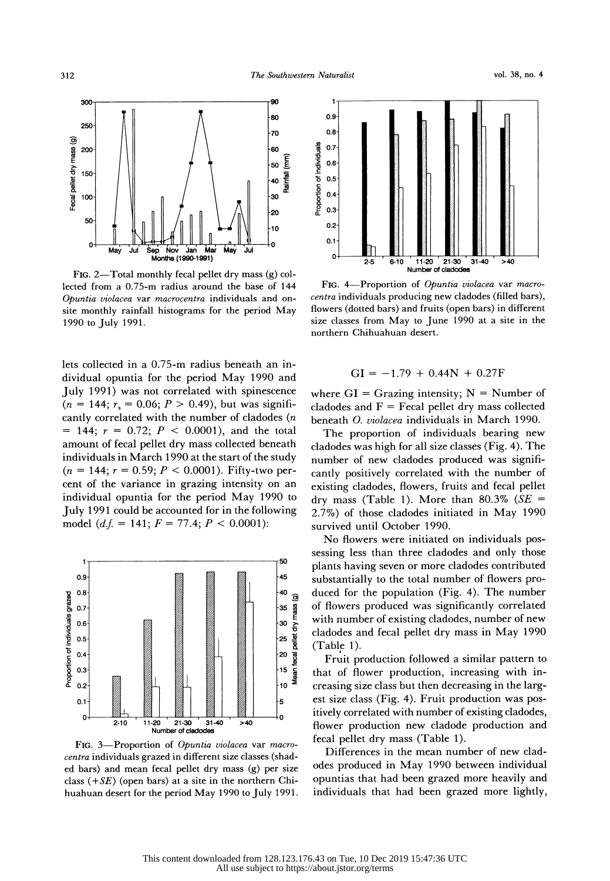FIG. 2—Total monthly fecal pellet dry mass (g) collected from a 0.75-m radius around the base of 144 *Opuntia violacea* var *macrocentra* individuals and on-site monthly rainfall histograms for the period May 1990 to July 1991.

FIG. 4—Proportion of *Opuntia violacea* var *macrocentra* individuals producing new cladodes (filled bars), flowers (dotted bars) and fruits (open bars) in different size classes from May to June 1990 at a site in the northern Chihuahuan desert.

lets collected in a 0.75-m radius beneath an individual opuntia for the period May 1990 and July 1991) was not correlated with spinescence ($n = 144$; $r_s = 0.06$; $P > 0.49$), but was significantly correlated with the number of cladodes ($n = 144$; $r = 0.72$; $P < 0.0001$), and the total amount of fecal pellet dry mass collected beneath individuals in March 1990 at the start of the study ($n = 144$; $r = 0.59$; $P < 0.0001$). Fifty-two percent of the variance in grazing intensity on an individual opuntia for the period May 1990 to July 1991 could be accounted for in the following model ($d.f. = 141$; $F = 77.4$; $P < 0.0001$):

FIG. 3—Proportion of *Opuntia violacea* var *macrocentra* individuals grazed in different size classes (shaded bars) and mean fecal pellet dry mass (g) per size class (+*SE*) (open bars) at a site in the northern Chihuahuan desert for the period May 1990 to July 1991.

$$GI = -1.79 + 0.44N + 0.27F$$

where GI = Grazing intensity; N = Number of cladodes and F = Fecal pellet dry mass collected beneath *O. violacea* individuals in March 1990.

The proportion of individuals bearing new cladodes was high for all size classes (Fig. 4). The number of new cladodes produced was significantly positively correlated with the number of existing cladodes, flowers, fruits and fecal pellet dry mass (Table 1). More than 80.3% (*SE* = 2.7%) of those cladodes initiated in May 1990 survived until October 1990.

No flowers were initiated on individuals possessing less than three cladodes and only those plants having seven or more cladodes contributed substantially to the total number of flowers produced for the population (Fig. 4). The number of flowers produced was significantly correlated with number of existing cladodes, number of new cladodes and fecal pellet dry mass in May 1990 (Table 1).

Fruit production followed a similar pattern to that of flower production, increasing with increasing size class but then decreasing in the largest size class (Fig. 4). Fruit production was positively correlated with number of existing cladodes, flower production new cladode production and fecal pellet dry mass (Table 1).

Differences in the mean number of new cladodes produced in May 1990 between individual opuntias that had been grazed more heavily and individuals that had been grazed more lightly,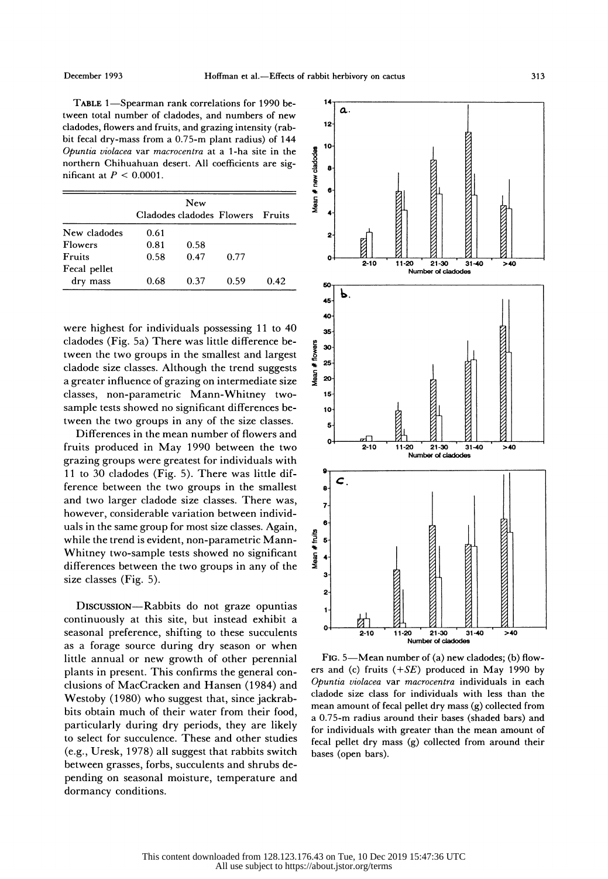TABLE 1—Spearman rank correlations for 1990 between total number of cladodes, and numbers of new cladodes, flowers and fruits, and grazing intensity (rabbit fecal dry-mass from a 0.75-m plant radius) of 144 *Opuntia violacea* var *macrocentra* at a 1-ha site in the northern Chihuahuan desert. All coefficients are significant at $P < 0.0001$.

| | Cladodes | New cladodes | Flowers | Fruits |
|---|---|---|---|---|
| New cladodes | 0.61 | | | |
| Flowers | 0.81 | 0.58 | | |
| Fruits | 0.58 | 0.47 | 0.77 | |
| Fecal pellet dry mass | 0.68 | 0.37 | 0.59 | 0.42 |

were highest for individuals possessing 11 to 40 cladodes (Fig. 5a) There was little difference between the two groups in the smallest and largest cladode size classes. Although the trend suggests a greater influence of grazing on intermediate size classes, non-parametric Mann-Whitney two-sample tests showed no significant differences between the two groups in any of the size classes.

Differences in the mean number of flowers and fruits produced in May 1990 between the two grazing groups were greatest for individuals with 11 to 30 cladodes (Fig. 5). There was little difference between the two groups in the smallest and two larger cladode size classes. There was, however, considerable variation between individuals in the same group for most size classes. Again, while the trend is evident, non-parametric Mann-Whitney two-sample tests showed no significant differences between the two groups in any of the size classes (Fig. 5).

DISCUSSION—Rabbits do not graze opuntias continuously at this site, but instead exhibit a seasonal preference, shifting to these succulents as a forage source during dry season or when little annual or new growth of other perennial plants in present. This confirms the general conclusions of MacCracken and Hansen (1984) and Westoby (1980) who suggest that, since jackrabbits obtain much of their water from their food, particularly during dry periods, they are likely to select for succulence. These and other studies (e.g., Uresk, 1978) all suggest that rabbits switch between grasses, forbs, succulents and shrubs depending on seasonal moisture, temperature and dormancy conditions.

FIG. 5—Mean number of (a) new cladodes; (b) flowers and (c) fruits (+*SE*) produced in May 1990 by *Opuntia violacea* var *macrocentra* individuals in each cladode size class for individuals with less than the mean amount of fecal pellet dry mass (g) collected from a 0.75-m radius around their bases (shaded bars) and for individuals with greater than the mean amount of fecal pellet dry mass (g) collected from around their bases (open bars).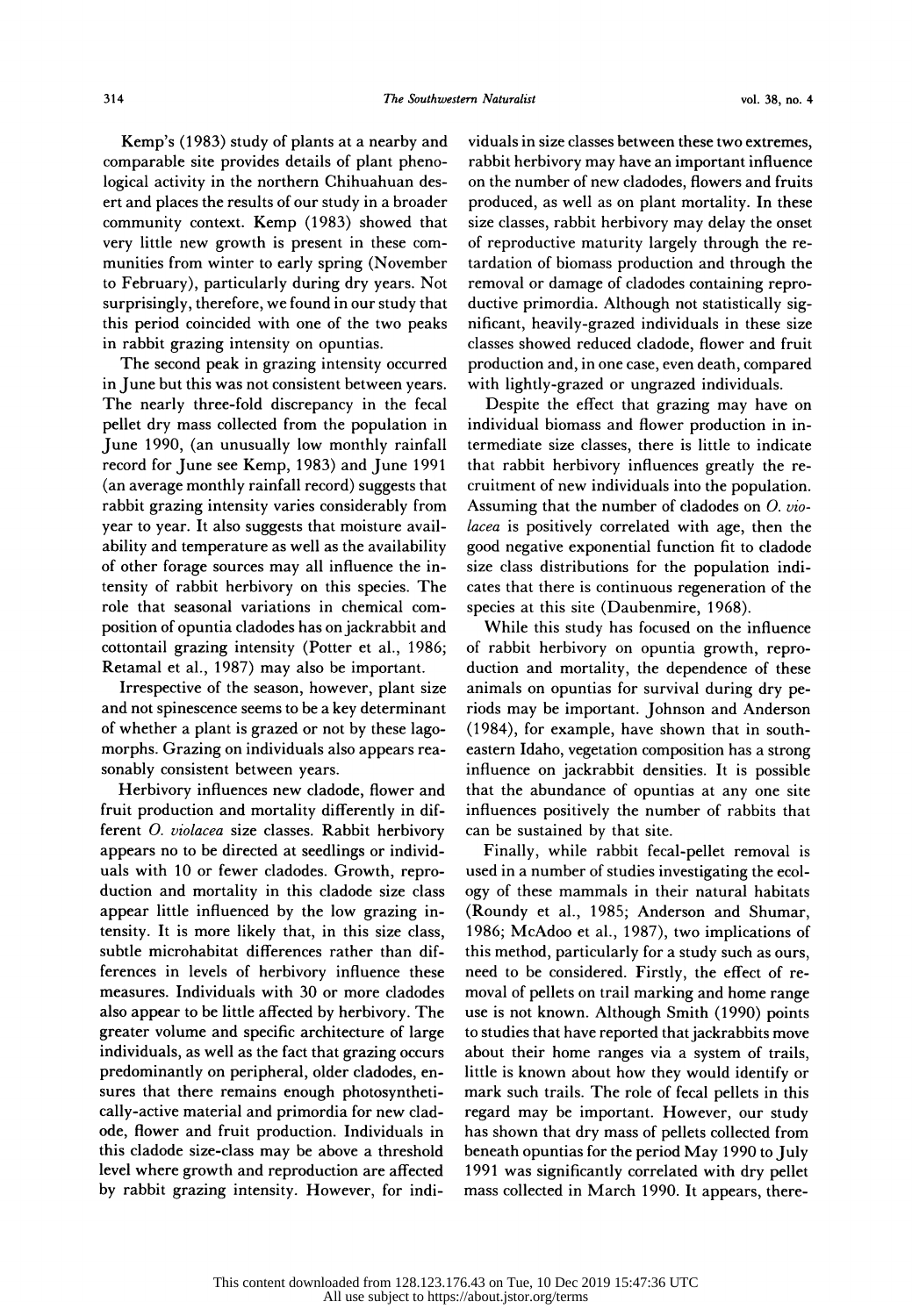Kemp's (1983) study of plants at a nearby and comparable site provides details of plant phenological activity in the northern Chihuahuan desert and places the results of our study in a broader community context. Kemp (1983) showed that very little new growth is present in these communities from winter to early spring (November to February), particularly during dry years. Not surprisingly, therefore, we found in our study that this period coincided with one of the two peaks in rabbit grazing intensity on opuntias.

The second peak in grazing intensity occurred in June but this was not consistent between years. The nearly three-fold discrepancy in the fecal pellet dry mass collected from the population in June 1990, (an unusually low monthly rainfall record for June see Kemp, 1983) and June 1991 (an average monthly rainfall record) suggests that rabbit grazing intensity varies considerably from year to year. It also suggests that moisture availability and temperature as well as the availability of other forage sources may all influence the intensity of rabbit herbivory on this species. The role that seasonal variations in chemical composition of opuntia cladodes has on jackrabbit and cottontail grazing intensity (Potter et al., 1986; Retamal et al., 1987) may also be important.

Irrespective of the season, however, plant size and not spinescence seems to be a key determinant of whether a plant is grazed or not by these lagomorphs. Grazing on individuals also appears reasonably consistent between years.

Herbivory influences new cladode, flower and fruit production and mortality differently in different *O. violacea* size classes. Rabbit herbivory appears no to be directed at seedlings or individuals with 10 or fewer cladodes. Growth, reproduction and mortality in this cladode size class appear little influenced by the low grazing intensity. It is more likely that, in this size class, subtle microhabitat differences rather than differences in levels of herbivory influence these measures. Individuals with 30 or more cladodes also appear to be little affected by herbivory. The greater volume and specific architecture of large individuals, as well as the fact that grazing occurs predominantly on peripheral, older cladodes, ensures that there remains enough photosynthetically-active material and primordia for new cladode, flower and fruit production. Individuals in this cladode size-class may be above a threshold level where growth and reproduction are affected by rabbit grazing intensity. However, for individuals in size classes between these two extremes, rabbit herbivory may have an important influence on the number of new cladodes, flowers and fruits produced, as well as on plant mortality. In these size classes, rabbit herbivory may delay the onset of reproductive maturity largely through the retardation of biomass production and through the removal or damage of cladodes containing reproductive primordia. Although not statistically significant, heavily-grazed individuals in these size classes showed reduced cladode, flower and fruit production and, in one case, even death, compared with lightly-grazed or ungrazed individuals.

Despite the effect that grazing may have on individual biomass and flower production in intermediate size classes, there is little to indicate that rabbit herbivory influences greatly the recruitment of new individuals into the population. Assuming that the number of cladodes on *O. violacea* is positively correlated with age, then the good negative exponential function fit to cladode size class distributions for the population indicates that there is continuous regeneration of the species at this site (Daubenmire, 1968).

While this study has focused on the influence of rabbit herbivory on opuntia growth, reproduction and mortality, the dependence of these animals on opuntias for survival during dry periods may be important. Johnson and Anderson (1984), for example, have shown that in southeastern Idaho, vegetation composition has a strong influence on jackrabbit densities. It is possible that the abundance of opuntias at any one site influences positively the number of rabbits that can be sustained by that site.

Finally, while rabbit fecal-pellet removal is used in a number of studies investigating the ecology of these mammals in their natural habitats (Roundy et al., 1985; Anderson and Shumar, 1986; McAdoo et al., 1987), two implications of this method, particularly for a study such as ours, need to be considered. Firstly, the effect of removal of pellets on trail marking and home range use is not known. Although Smith (1990) points to studies that have reported that jackrabbits move about their home ranges via a system of trails, little is known about how they would identify or mark such trails. The role of fecal pellets in this regard may be important. However, our study has shown that dry mass of pellets collected from beneath opuntias for the period May 1990 to July 1991 was significantly correlated with dry pellet mass collected in March 1990. It appears, there-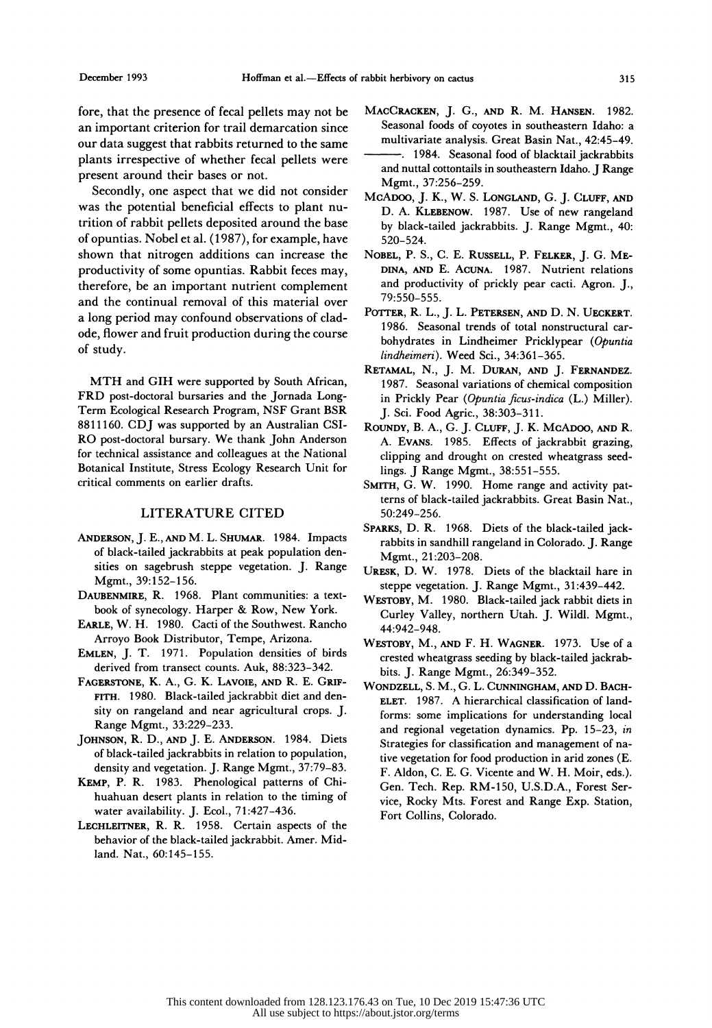fore, that the presence of fecal pellets may not be an important criterion for trail demarcation since our data suggest that rabbits returned to the same plants irrespective of whether fecal pellets were present around their bases or not.

Secondly, one aspect that we did not consider was the potential beneficial effects to plant nutrition of rabbit pellets deposited around the base of opuntias. Nobel et al. (1987), for example, have shown that nitrogen additions can increase the productivity of some opuntias. Rabbit feces may, therefore, be an important nutrient complement and the continual removal of this material over a long period may confound observations of cladode, flower and fruit production during the course of study.

MTH and GIH were supported by South African, FRD post-doctoral bursaries and the Jornada Long-Term Ecological Research Program, NSF Grant BSR 8811160. CDJ was supported by an Australian CSIRO post-doctoral bursary. We thank John Anderson for technical assistance and colleagues at the National Botanical Institute, Stress Ecology Research Unit for critical comments on earlier drafts.

## LITERATURE CITED

Anderson, J. E., and M. L. Shumar. 1984. Impacts of black-tailed jackrabbits at peak population densities on sagebrush steppe vegetation. J. Range Mgmt., 39:152–156.

Daubenmire, R. 1968. Plant communities: a textbook of synecology. Harper & Row, New York.

Earle, W. H. 1980. Cacti of the Southwest. Rancho Arroyo Book Distributor, Tempe, Arizona.

Emlen, J. T. 1971. Population densities of birds derived from transect counts. Auk, 88:323–342.

Fagerstone, K. A., G. K. Lavoie, and R. E. Griffith. 1980. Black-tailed jackrabbit diet and density on rangeland and near agricultural crops. J. Range Mgmt., 33:229–233.

Johnson, R. D., and J. E. Anderson. 1984. Diets of black-tailed jackrabbits in relation to population, density and vegetation. J. Range Mgmt., 37:79–83.

Kemp, P. R. 1983. Phenological patterns of Chihuahuan desert plants in relation to the timing of water availability. J. Ecol., 71:427–436.

Lechleitner, R. R. 1958. Certain aspects of the behavior of the black-tailed jackrabbit. Amer. Midland. Nat., 60:145–155.

MacCracken, J. G., and R. M. Hansen. 1982. Seasonal foods of coyotes in southeastern Idaho: a multivariate analysis. Great Basin Nat., 42:45–49.

———. 1984. Seasonal food of blacktail jackrabbits and nuttal cottontails in southeastern Idaho. J Range Mgmt., 37:256–259.

McAdoo, J. K., W. S. Longland, G. J. Cluff, and D. A. Klebenow. 1987. Use of new rangeland by black-tailed jackrabbits. J. Range Mgmt., 40: 520–524.

Nobel, P. S., C. E. Russell, P. Felker, J. G. Medina, and E. Acuna. 1987. Nutrient relations and productivity of prickly pear cacti. Agron. J., 79:550–555.

Potter, R. L., J. L. Petersen, and D. N. Ueckert. 1986. Seasonal trends of total nonstructural carbohydrates in Lindheimer Pricklypear (*Opuntia lindheimeri*). Weed Sci., 34:361–365.

Retamal, N., J. M. Duran, and J. Fernandez. 1987. Seasonal variations of chemical composition in Prickly Pear (*Opuntia ficus-indica* (L.) Miller). J. Sci. Food Agric., 38:303–311.

Roundy, B. A., G. J. Cluff, J. K. McAdoo, and R. A. Evans. 1985. Effects of jackrabbit grazing, clipping and drought on crested wheatgrass seedlings. J Range Mgmt., 38:551–555.

Smith, G. W. 1990. Home range and activity patterns of black-tailed jackrabbits. Great Basin Nat., 50:249–256.

Sparks, D. R. 1968. Diets of the black-tailed jackrabbits in sandhill rangeland in Colorado. J. Range Mgmt., 21:203–208.

Uresk, D. W. 1978. Diets of the blacktail hare in steppe vegetation. J. Range Mgmt., 31:439–442.

Westoby, M. 1980. Black-tailed jack rabbit diets in Curley Valley, northern Utah. J. Wildl. Mgmt., 44:942–948.

Westoby, M., and F. H. Wagner. 1973. Use of a crested wheatgrass seeding by black-tailed jackrabbits. J. Range Mgmt., 26:349–352.

Wondzell, S. M., G. L. Cunningham, and D. Bachelet. 1987. A hierarchical classification of landforms: some implications for understanding local and regional vegetation dynamics. Pp. 15–23, *in* Strategies for classification and management of native vegetation for food production in arid zones (E. F. Aldon, C. E. G. Vicente and W. H. Moir, eds.). Gen. Tech. Rep. RM-150, U.S.D.A., Forest Service, Rocky Mts. Forest and Range Exp. Station, Fort Collins, Colorado.